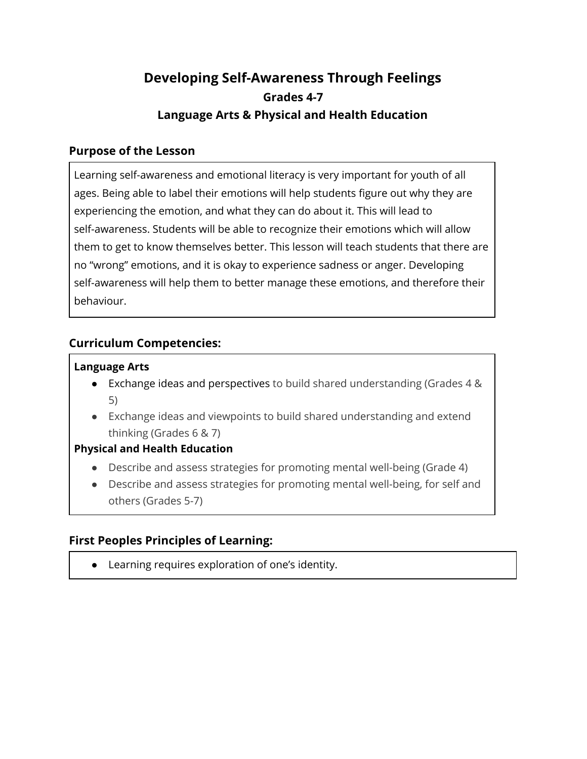# Developing Self-Awareness Through Feelings

### Grades 4-7

### Language Arts & Physical and Health Education

## Purpose of the Lesson

Learning self-awareness and emotional literacy is very important for youth of all ages. Being able to label their emotions will help students figure out why they are experiencing the emotion, and what they can do about it. This will lead to self-awareness. Students will be able to recognize their emotions which will allow them to get to know themselves better. This lesson will teach students that there are no "wrong" emotions, and it is okay to experience sadness or anger. Developing self-awareness will help them to better manage these emotions, and therefore their behaviour.

## Curriculum Competencies:

**Language Arts**

- Exchange ideas and perspectives to build shared understanding (Grades 4 & 5)
- Exchange ideas and viewpoints to build shared understanding and extend thinking (Grades 6 & 7)

**Physical and Health Education**

- Describe and assess strategies for promoting mental well-being (Grade 4)
- Describe and assess strategies for promoting mental well-being, for self and others (Grades 5-7)

## First Peoples Principles of Learning:

- Learning requires exploration of one's identity.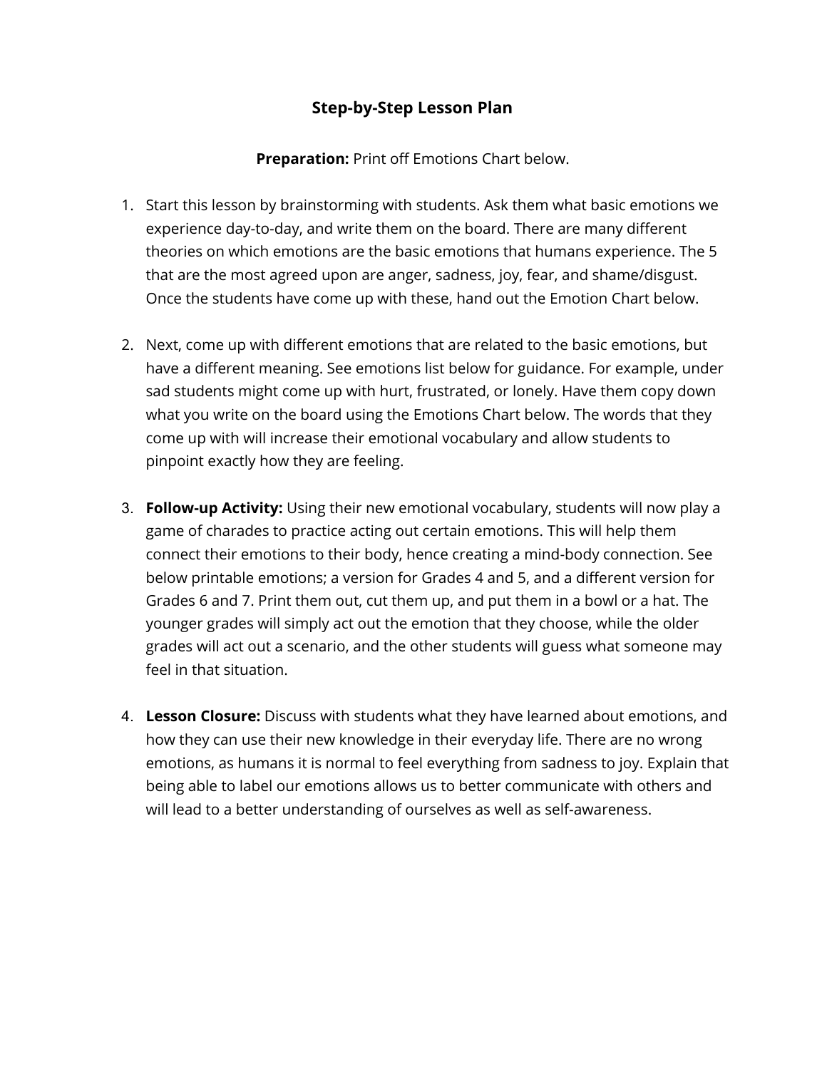## Step-by-Step Lesson Plan

**Preparation:** Print off Emotions Chart below.

1. Start this lesson by brainstorming with students. Ask them what basic emotions we experience day-to-day, and write them on the board. There are many different theories on which emotions are the basic emotions that humans experience. The 5 that are the most agreed upon are anger, sadness, joy, fear, and shame/disgust. Once the students have come up with these, hand out the Emotion Chart below.

2. Next, come up with different emotions that are related to the basic emotions, but have a different meaning. See emotions list below for guidance. For example, under sad students might come up with hurt, frustrated, or lonely. Have them copy down what you write on the board using the Emotions Chart below. The words that they come up with will increase their emotional vocabulary and allow students to pinpoint exactly how they are feeling.

3. **Follow-up Activity:** Using their new emotional vocabulary, students will now play a game of charades to practice acting out certain emotions. This will help them connect their emotions to their body, hence creating a mind-body connection. See below printable emotions; a version for Grades 4 and 5, and a different version for Grades 6 and 7. Print them out, cut them up, and put them in a bowl or a hat. The younger grades will simply act out the emotion that they choose, while the older grades will act out a scenario, and the other students will guess what someone may feel in that situation.

4. **Lesson Closure:** Discuss with students what they have learned about emotions, and how they can use their new knowledge in their everyday life. There are no wrong emotions, as humans it is normal to feel everything from sadness to joy. Explain that being able to label our emotions allows us to better communicate with others and will lead to a better understanding of ourselves as well as self-awareness.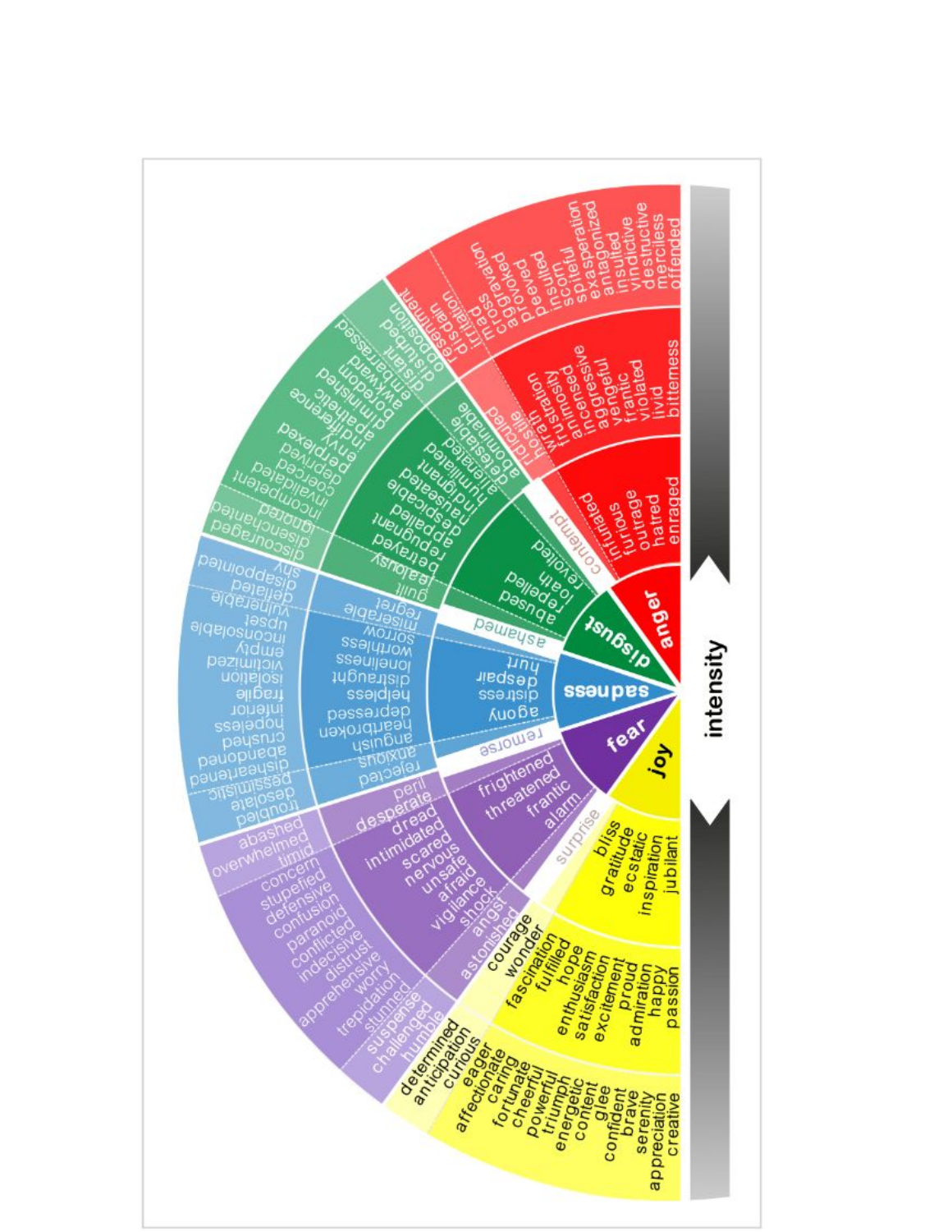**anger**

infuriated, furious, outrage, hatred, enraged

ridiculed, hostile, wrath, frustration, animosity, aggressive, vengeful, frantic, violated, livid, bitterness

opposition, resentment, disdain, irritation, irritated, mad, aggravation, aggravated, provoked, peeved, scorn, spiteful, exasperation, exasperated, antagonized, insulted, vindictive, destructive, merciless, offended

contempt

**disgust**

abused, repelled, loath, revolted

guilt, jealousy, betrayal, repugnant, appalled, despicable, nauseated, indignant, humiliated, alienated, detestable, abominable

discouraged, disenchanted, ignored, incompetent, invalidated, coerced, deprived, perplexed, envy, indifference, apathetic, diminished, boredom, awkward, embarrassed, distant, disturbed

ashamed

**sadness**

agony, distress, despair, hurt

rejected, anxious, anguish, heartbroken, depressed, helpless, distraught, loneliness, worthless, sorrow, miserable, regret

troubled, desolate, pessimistic, disheartened, abandoned, crushed, hopeless, inferior, fragile, isolation, victimized, empty, inconsolable, upset, vulnerable, deflated, disappointed, shy

remorse

**fear**

frightened, threatened, frantic, alarm

peril, desperate, dread, intimidated, scared, nervous, unsafe, afraid, vigilance, shock, angst, astonished

abashed, overwhelmed, timid, concern, stupefied, defensive, confusion, paranoid, conflicted, indecisive, distrust, apprehensive, worry, trepidation, stunned, suspense, challenged, humble

surprise

**joy**

bliss, gratitude, ecstatic, inspiration, jubilant

courage, wonder, fascination, fulfilled, hope, enthusiasm, satisfaction, excitement, proud, admiration, happy, passion

determined, anticipation, curious, eager, affectionate, caring, fortunate, cheerful, powerful, triumph, energetic, content, glee, confident, brave, serenity, appreciation, creative

intensity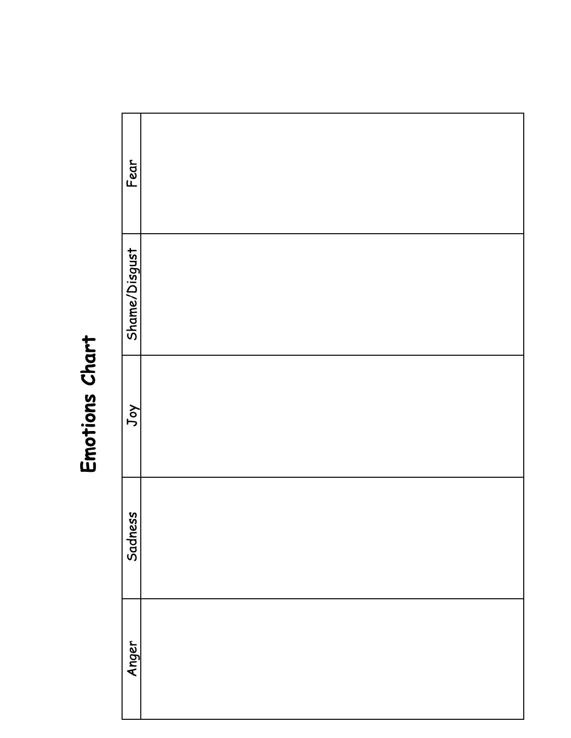# Emotions Chart

| Anger | Sadness | Joy | Shame/Disgust | Fear |
|---|---|---|---|---|
| | | | | |